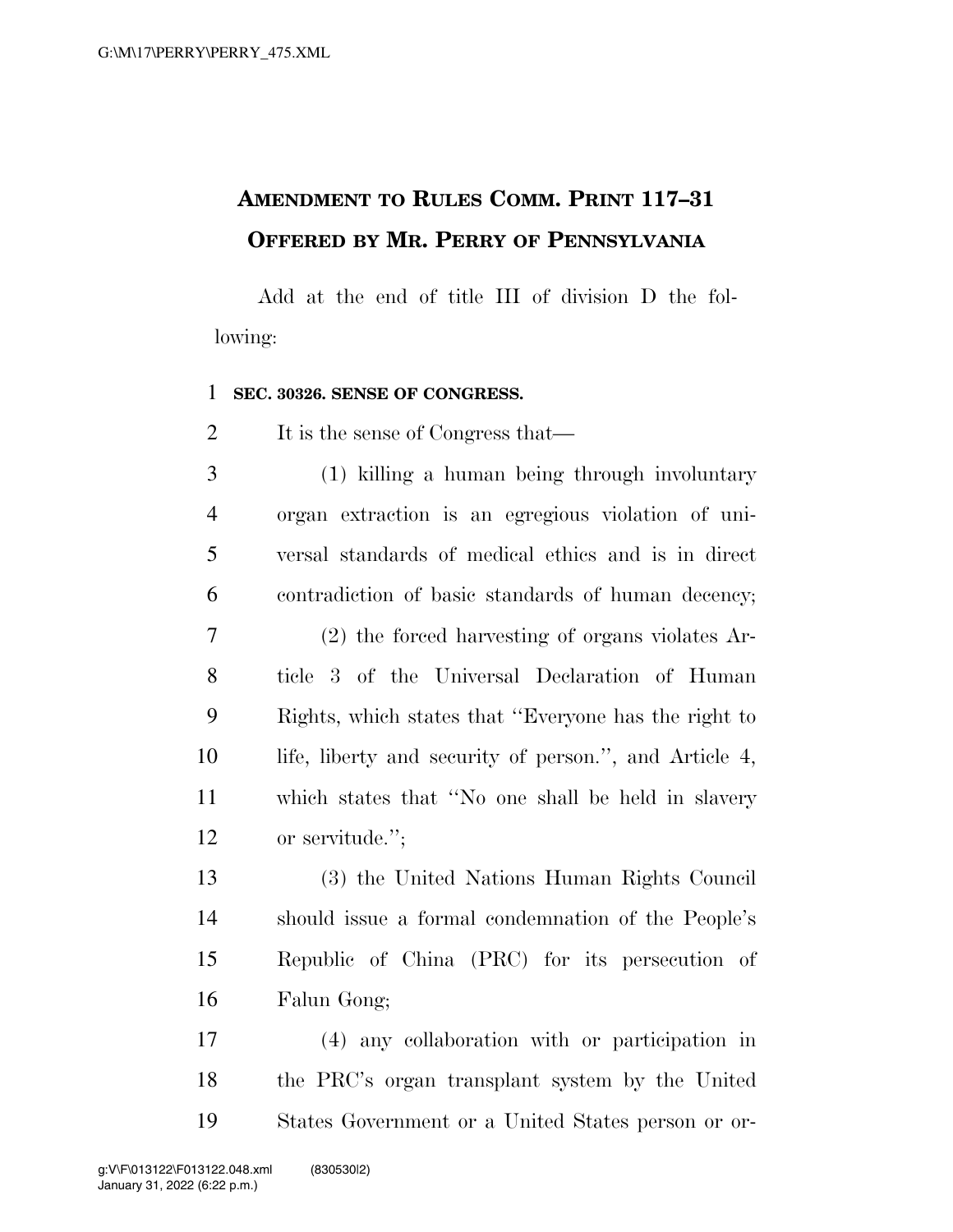# Amendment to Rules Comm. Print 117–31
## Offered by Mr. Perry of Pennsylvania

Add at the end of title III of division D the following:

**SEC. 30326. SENSE OF CONGRESS.**

It is the sense of Congress that—

(1) killing a human being through involuntary organ extraction is an egregious violation of universal standards of medical ethics and is in direct contradiction of basic standards of human decency;

(2) the forced harvesting of organs violates Article 3 of the Universal Declaration of Human Rights, which states that "Everyone has the right to life, liberty and security of person.", and Article 4, which states that "No one shall be held in slavery or servitude.";

(3) the United Nations Human Rights Council should issue a formal condemnation of the People's Republic of China (PRC) for its persecution of Falun Gong;

(4) any collaboration with or participation in the PRC's organ transplant system by the United States Government or a United States person or or-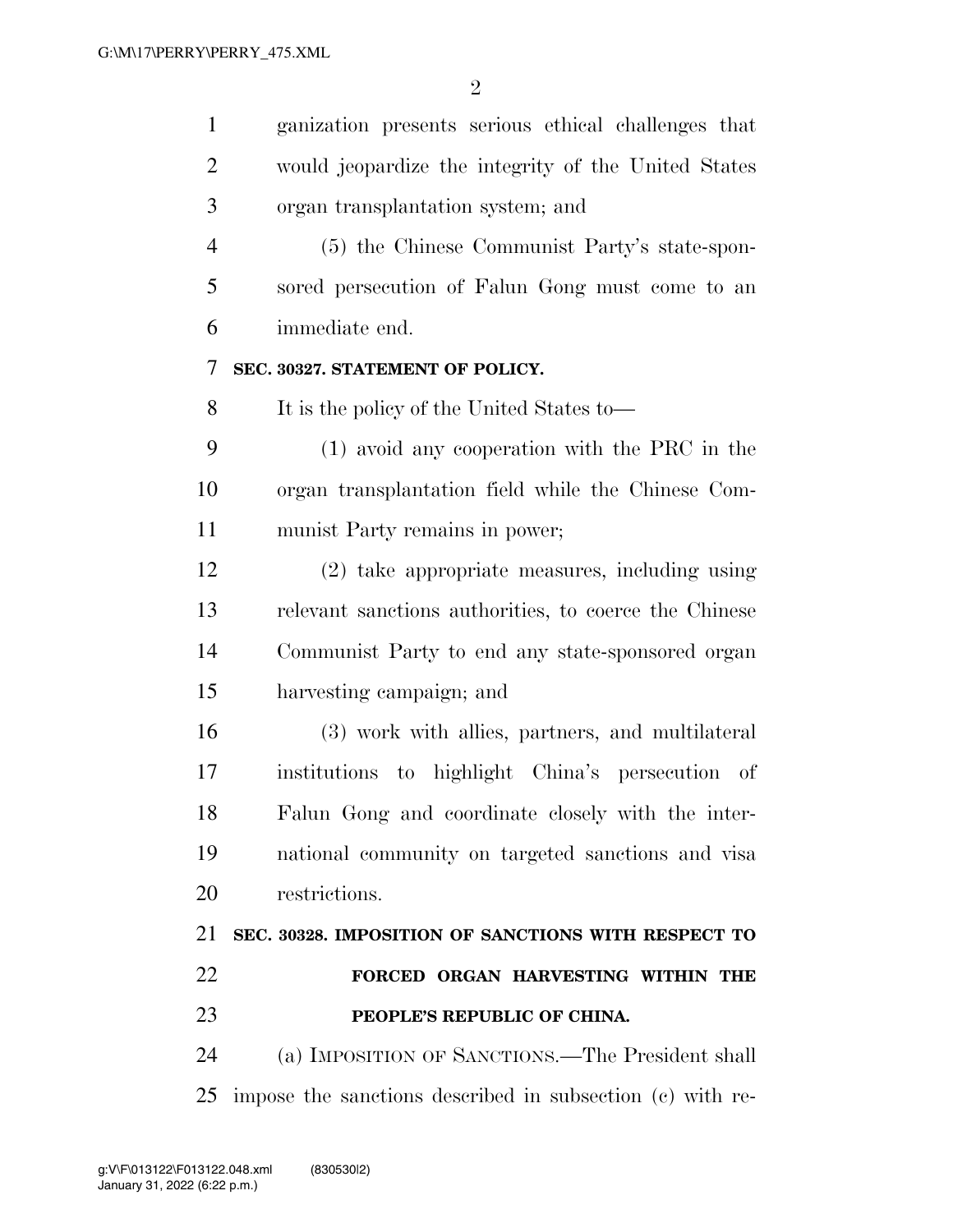ganization presents serious ethical challenges that would jeopardize the integrity of the United States organ transplantation system; and

(5) the Chinese Communist Party's state-sponsored persecution of Falun Gong must come to an immediate end.

**SEC. 30327. STATEMENT OF POLICY.**

It is the policy of the United States to—

(1) avoid any cooperation with the PRC in the organ transplantation field while the Chinese Communist Party remains in power;

(2) take appropriate measures, including using relevant sanctions authorities, to coerce the Chinese Communist Party to end any state-sponsored organ harvesting campaign; and

(3) work with allies, partners, and multilateral institutions to highlight China's persecution of Falun Gong and coordinate closely with the international community on targeted sanctions and visa restrictions.

**SEC. 30328. IMPOSITION OF SANCTIONS WITH RESPECT TO FORCED ORGAN HARVESTING WITHIN THE PEOPLE'S REPUBLIC OF CHINA.**

(a) IMPOSITION OF SANCTIONS.—The President shall impose the sanctions described in subsection (c) with re-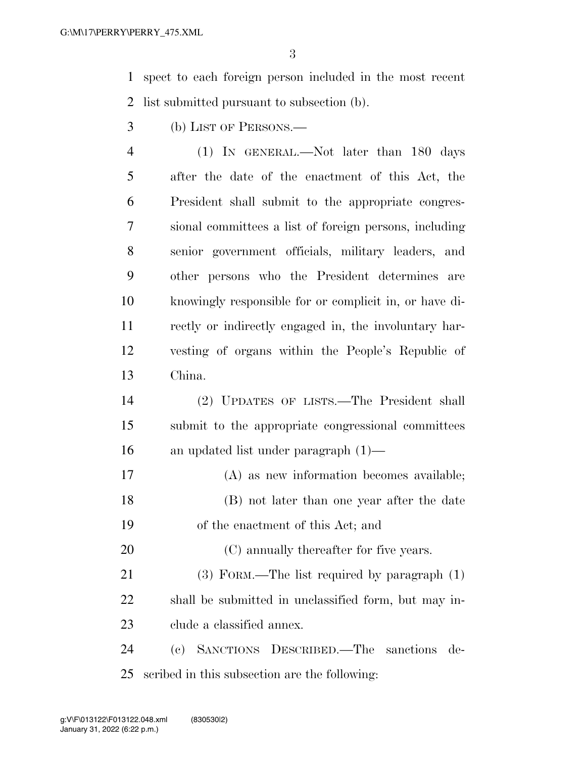spect to each foreign person included in the most recent list submitted pursuant to subsection (b).

(b) LIST OF PERSONS.—

(1) IN GENERAL.—Not later than 180 days after the date of the enactment of this Act, the President shall submit to the appropriate congressional committees a list of foreign persons, including senior government officials, military leaders, and other persons who the President determines are knowingly responsible for or complicit in, or have directly or indirectly engaged in, the involuntary harvesting of organs within the People's Republic of China.

(2) UPDATES OF LISTS.—The President shall submit to the appropriate congressional committees an updated list under paragraph (1)—

(A) as new information becomes available;

(B) not later than one year after the date of the enactment of this Act; and

(C) annually thereafter for five years.

(3) FORM.—The list required by paragraph (1) shall be submitted in unclassified form, but may include a classified annex.

(c) SANCTIONS DESCRIBED.—The sanctions described in this subsection are the following: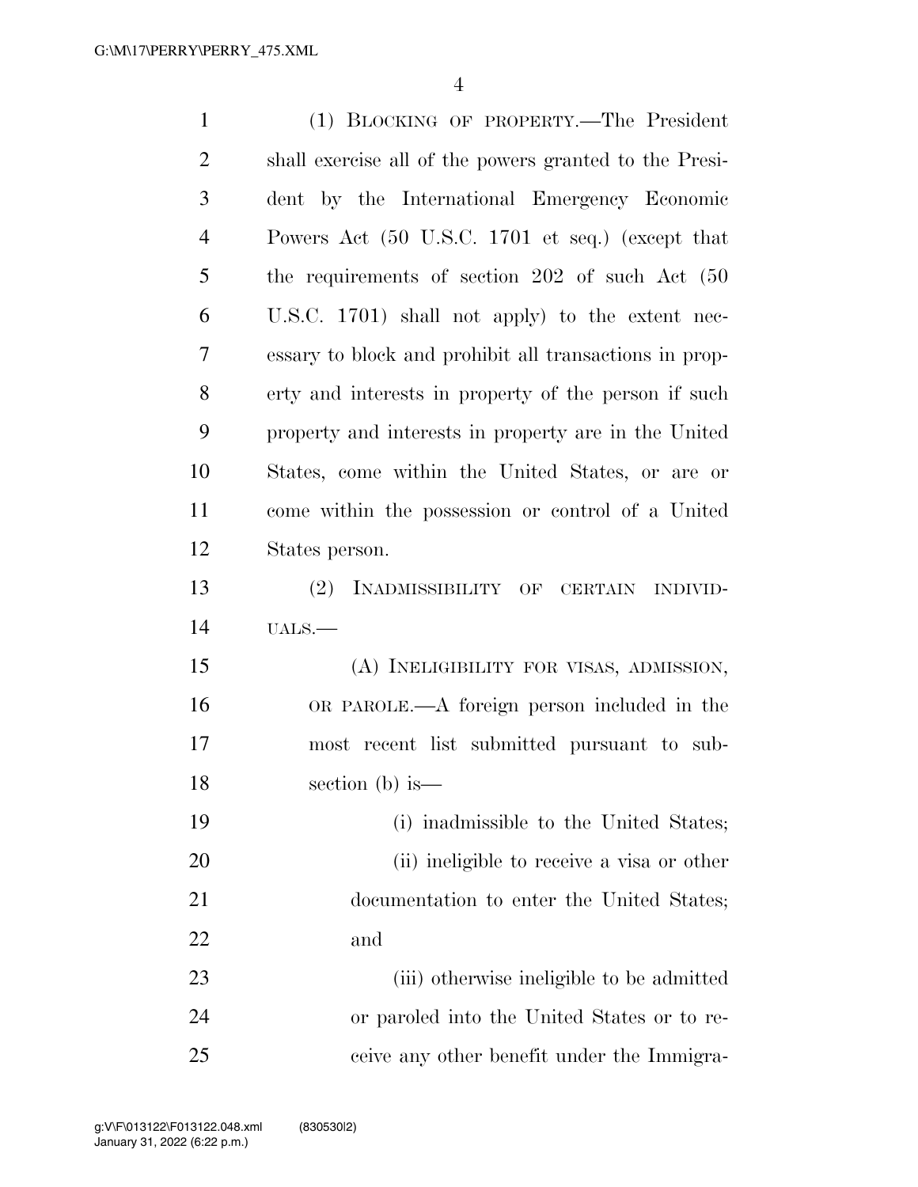(1) BLOCKING OF PROPERTY.—The President shall exercise all of the powers granted to the President by the International Emergency Economic Powers Act (50 U.S.C. 1701 et seq.) (except that the requirements of section 202 of such Act (50 U.S.C. 1701) shall not apply) to the extent necessary to block and prohibit all transactions in property and interests in property of the person if such property and interests in property are in the United States, come within the United States, or are or come within the possession or control of a United States person.

(2) INADMISSIBILITY OF CERTAIN INDIVIDUALS.—

(A) INELIGIBILITY FOR VISAS, ADMISSION, OR PAROLE.—A foreign person included in the most recent list submitted pursuant to subsection (b) is—

(i) inadmissible to the United States;

(ii) ineligible to receive a visa or other documentation to enter the United States; and

(iii) otherwise ineligible to be admitted or paroled into the United States or to receive any other benefit under the Immigra-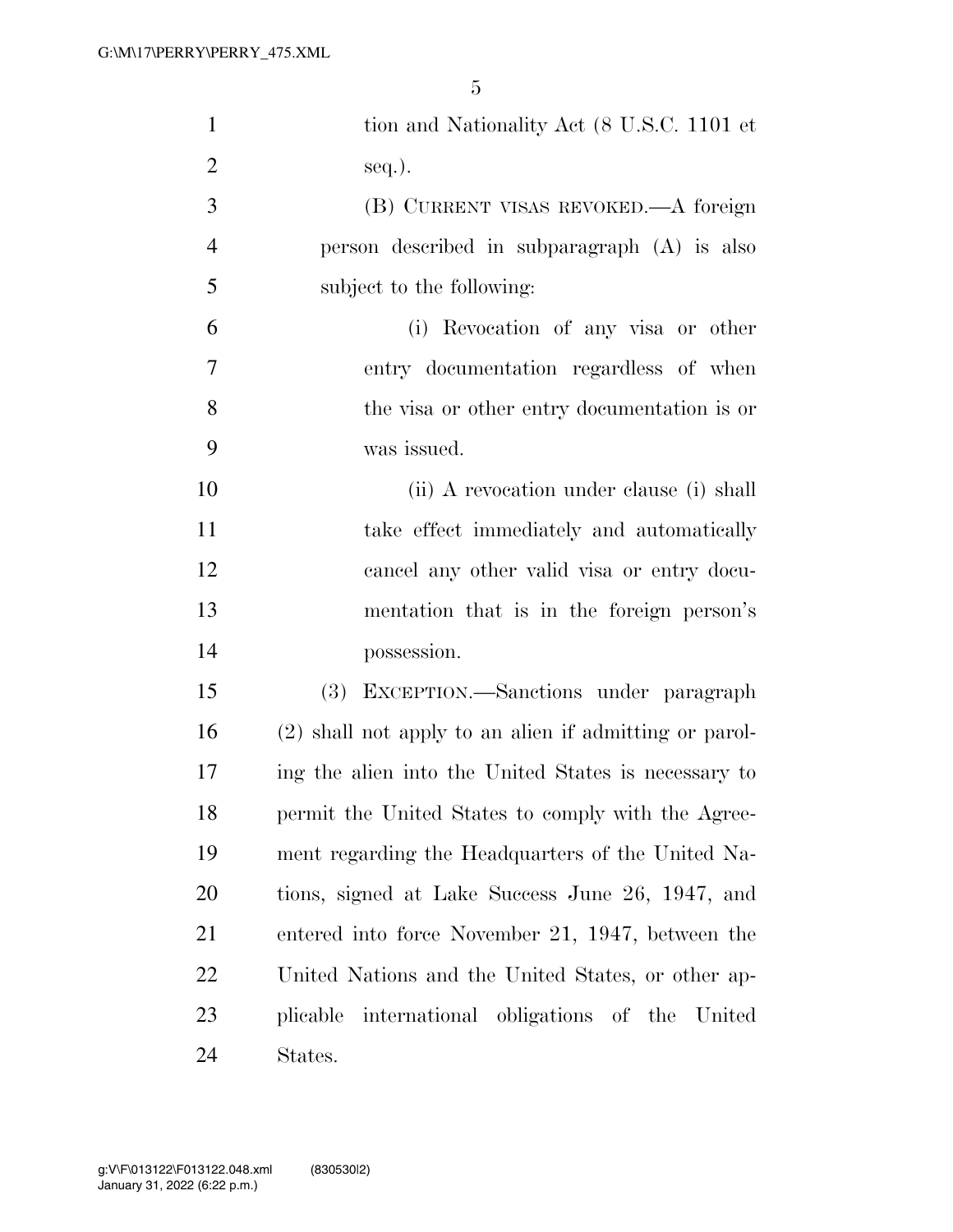tion and Nationality Act (8 U.S.C. 1101 et seq.).

(B) CURRENT VISAS REVOKED.—A foreign person described in subparagraph (A) is also subject to the following:

(i) Revocation of any visa or other entry documentation regardless of when the visa or other entry documentation is or was issued.

(ii) A revocation under clause (i) shall take effect immediately and automatically cancel any other valid visa or entry documentation that is in the foreign person's possession.

(3) EXCEPTION.—Sanctions under paragraph (2) shall not apply to an alien if admitting or paroling the alien into the United States is necessary to permit the United States to comply with the Agreement regarding the Headquarters of the United Nations, signed at Lake Success June 26, 1947, and entered into force November 21, 1947, between the United Nations and the United States, or other applicable international obligations of the United States.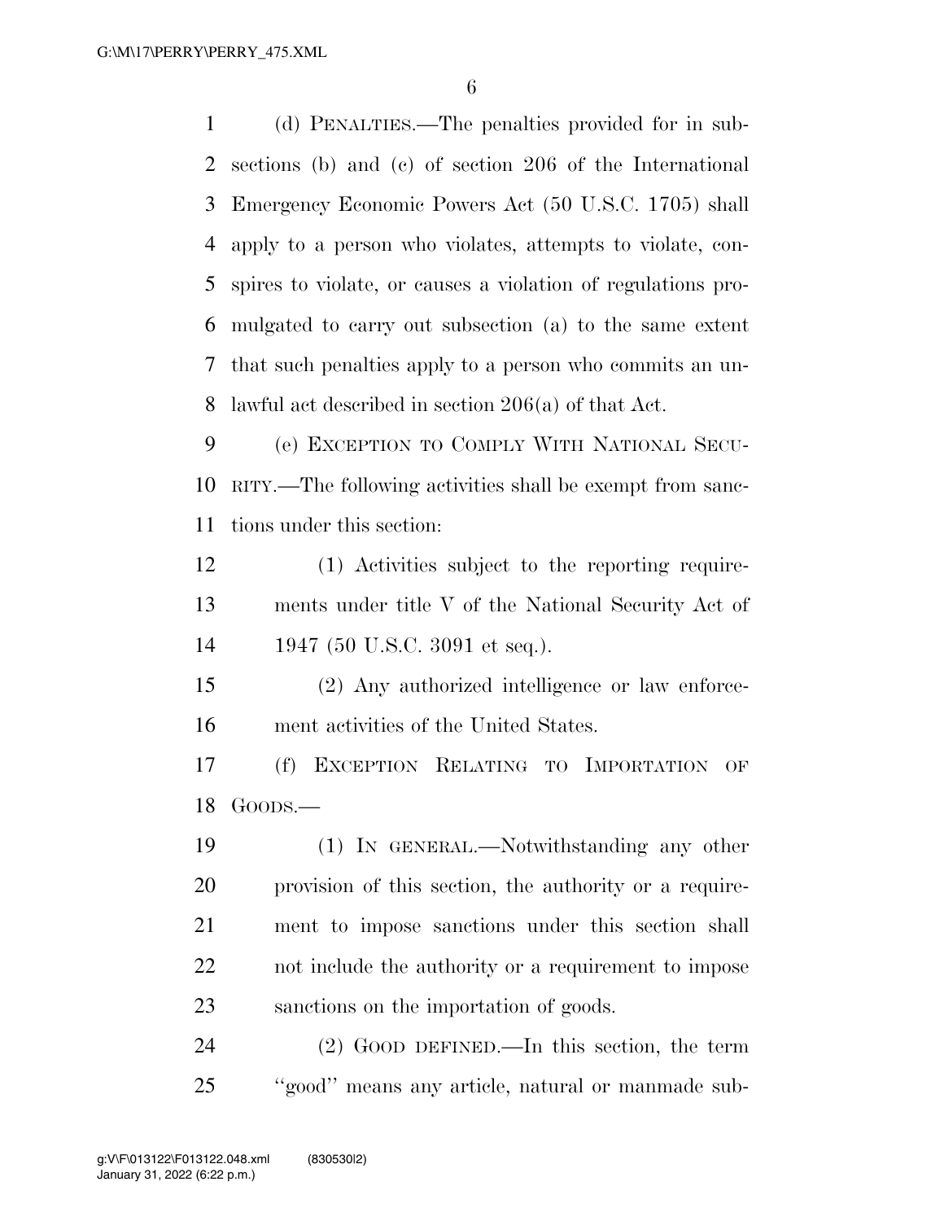(d) PENALTIES.—The penalties provided for in subsections (b) and (c) of section 206 of the International Emergency Economic Powers Act (50 U.S.C. 1705) shall apply to a person who violates, attempts to violate, conspires to violate, or causes a violation of regulations promulgated to carry out subsection (a) to the same extent that such penalties apply to a person who commits an unlawful act described in section 206(a) of that Act.

(e) EXCEPTION TO COMPLY WITH NATIONAL SECURITY.—The following activities shall be exempt from sanctions under this section:

(1) Activities subject to the reporting requirements under title V of the National Security Act of 1947 (50 U.S.C. 3091 et seq.).

(2) Any authorized intelligence or law enforcement activities of the United States.

(f) EXCEPTION RELATING TO IMPORTATION OF GOODS.—

(1) IN GENERAL.—Notwithstanding any other provision of this section, the authority or a requirement to impose sanctions under this section shall not include the authority or a requirement to impose sanctions on the importation of goods.

(2) GOOD DEFINED.—In this section, the term ''good'' means any article, natural or manmade sub-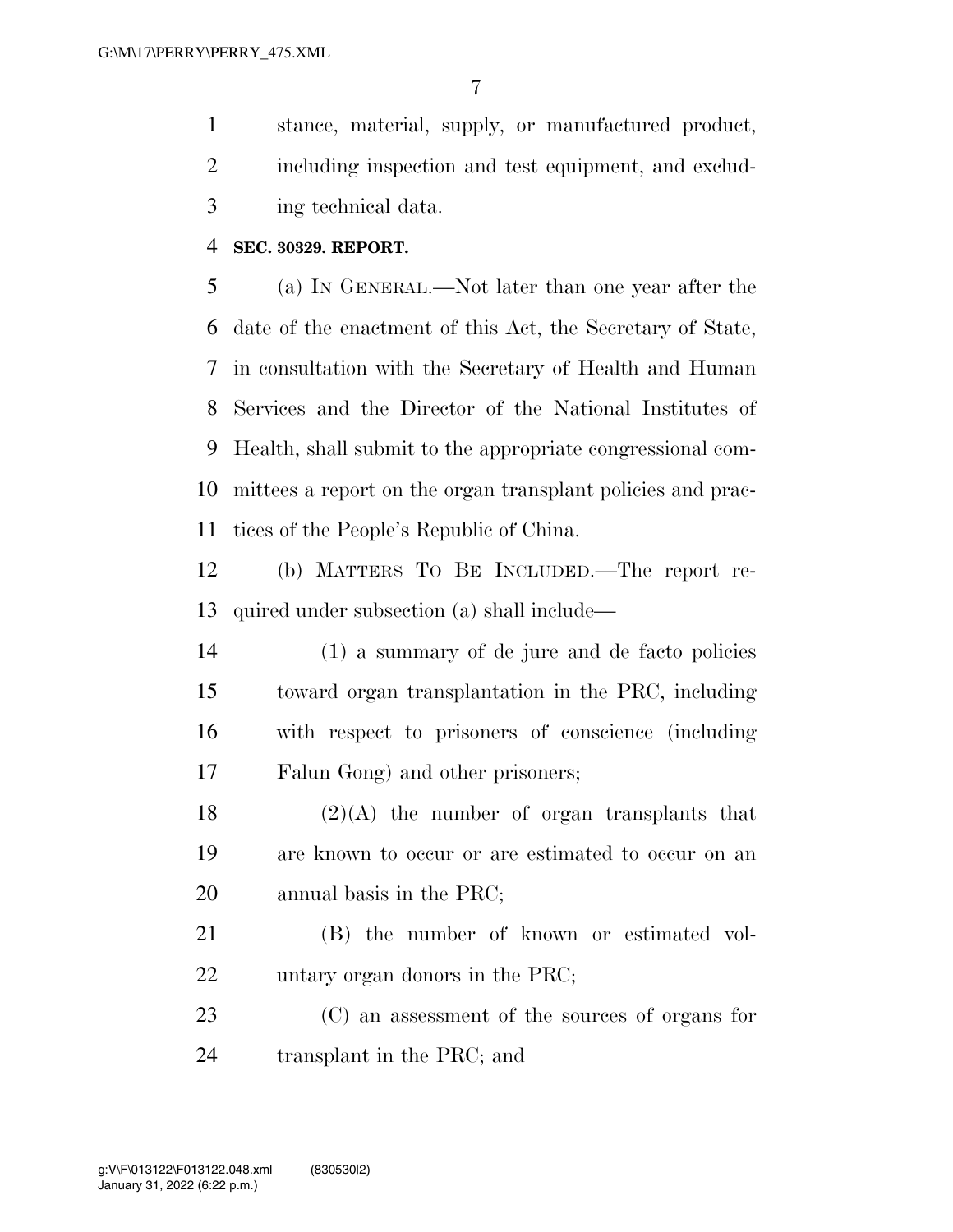stance, material, supply, or manufactured product, including inspection and test equipment, and excluding technical data.

**SEC. 30329. REPORT.**

(a) IN GENERAL.—Not later than one year after the date of the enactment of this Act, the Secretary of State, in consultation with the Secretary of Health and Human Services and the Director of the National Institutes of Health, shall submit to the appropriate congressional committees a report on the organ transplant policies and practices of the People's Republic of China.

(b) MATTERS TO BE INCLUDED.—The report required under subsection (a) shall include—

(1) a summary of de jure and de facto policies toward organ transplantation in the PRC, including with respect to prisoners of conscience (including Falun Gong) and other prisoners;

(2)(A) the number of organ transplants that are known to occur or are estimated to occur on an annual basis in the PRC;

(B) the number of known or estimated voluntary organ donors in the PRC;

(C) an assessment of the sources of organs for transplant in the PRC; and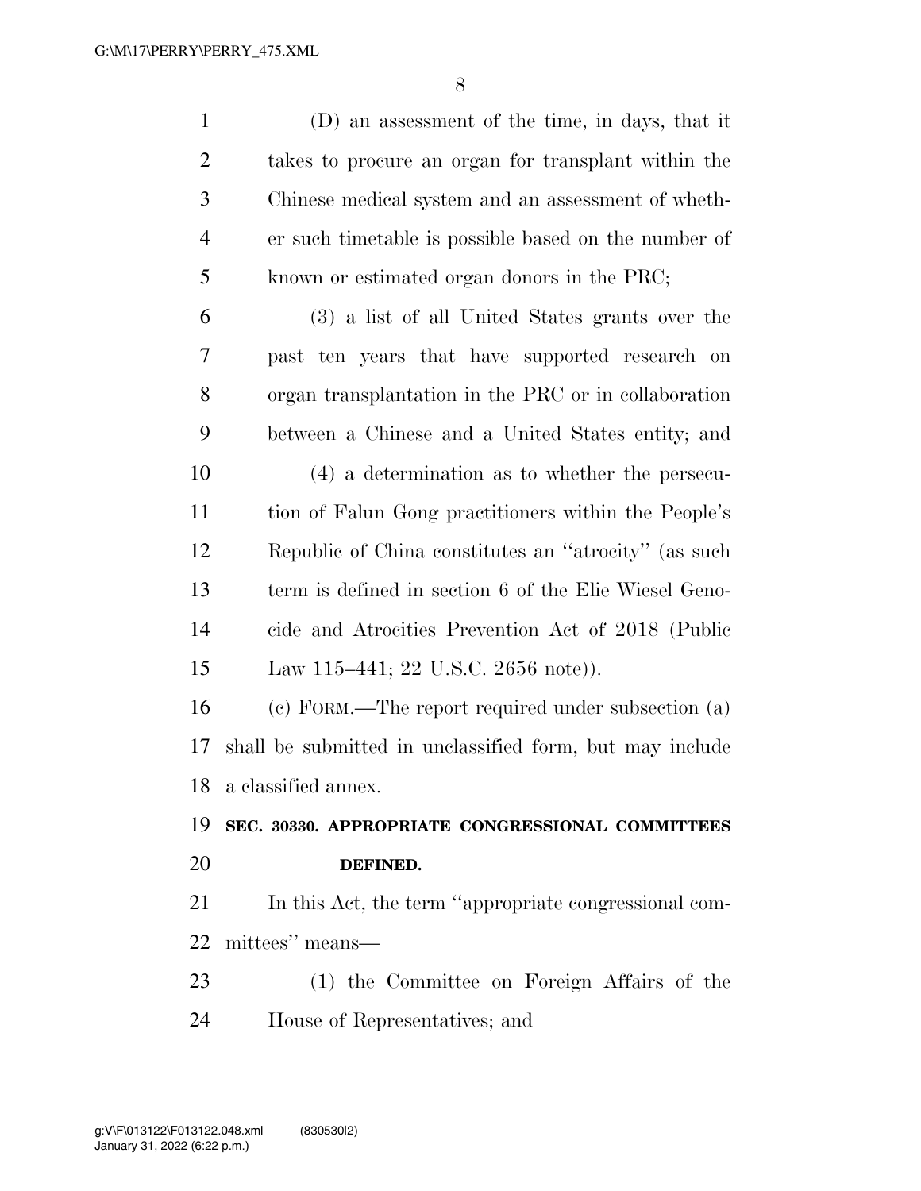(D) an assessment of the time, in days, that it takes to procure an organ for transplant within the Chinese medical system and an assessment of whether such timetable is possible based on the number of known or estimated organ donors in the PRC;

(3) a list of all United States grants over the past ten years that have supported research on organ transplantation in the PRC or in collaboration between a Chinese and a United States entity; and

(4) a determination as to whether the persecution of Falun Gong practitioners within the People's Republic of China constitutes an ''atrocity'' (as such term is defined in section 6 of the Elie Wiesel Genocide and Atrocities Prevention Act of 2018 (Public Law 115–441; 22 U.S.C. 2656 note)).

(c) FORM.—The report required under subsection (a) shall be submitted in unclassified form, but may include a classified annex.

**SEC. 30330. APPROPRIATE CONGRESSIONAL COMMITTEES DEFINED.**

In this Act, the term ''appropriate congressional committees'' means—

(1) the Committee on Foreign Affairs of the House of Representatives; and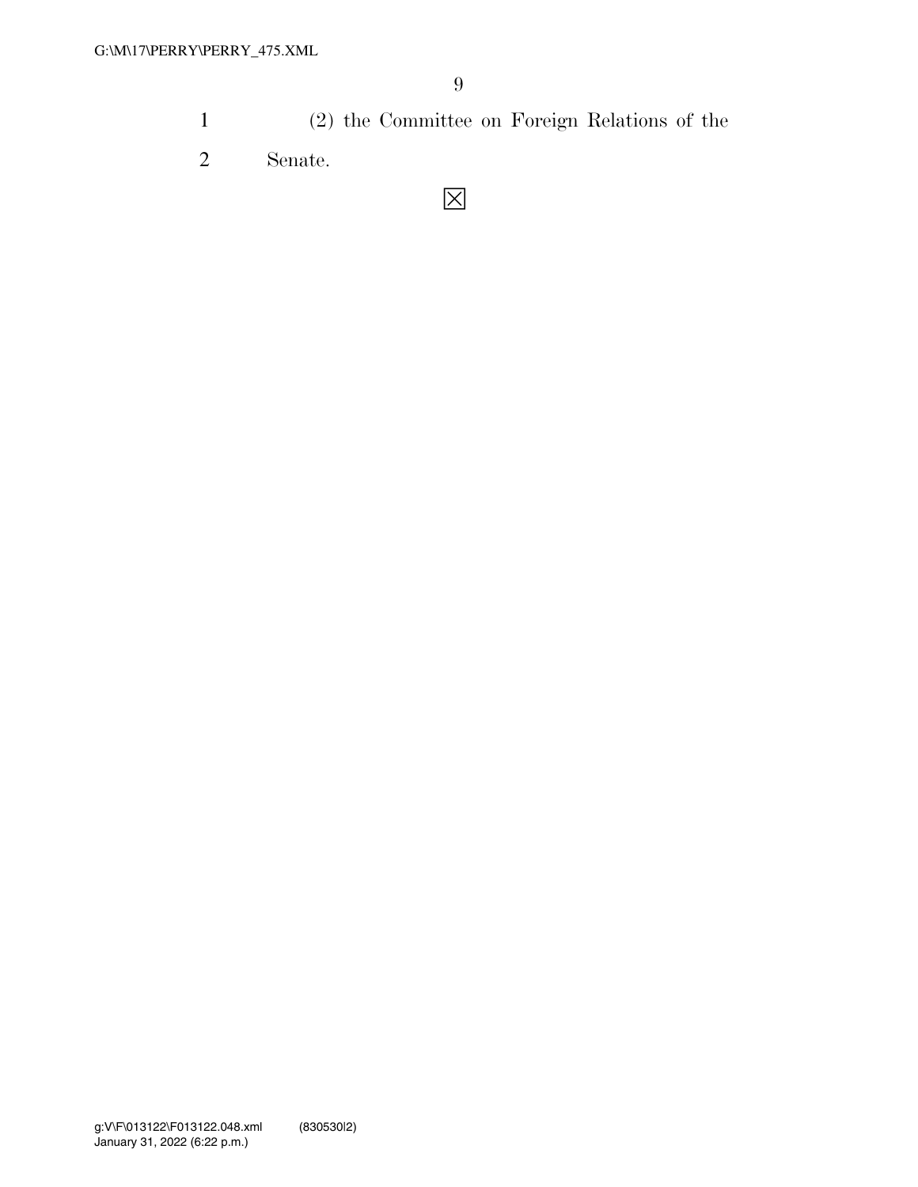(2) the Committee on Foreign Relations of the Senate.

☒